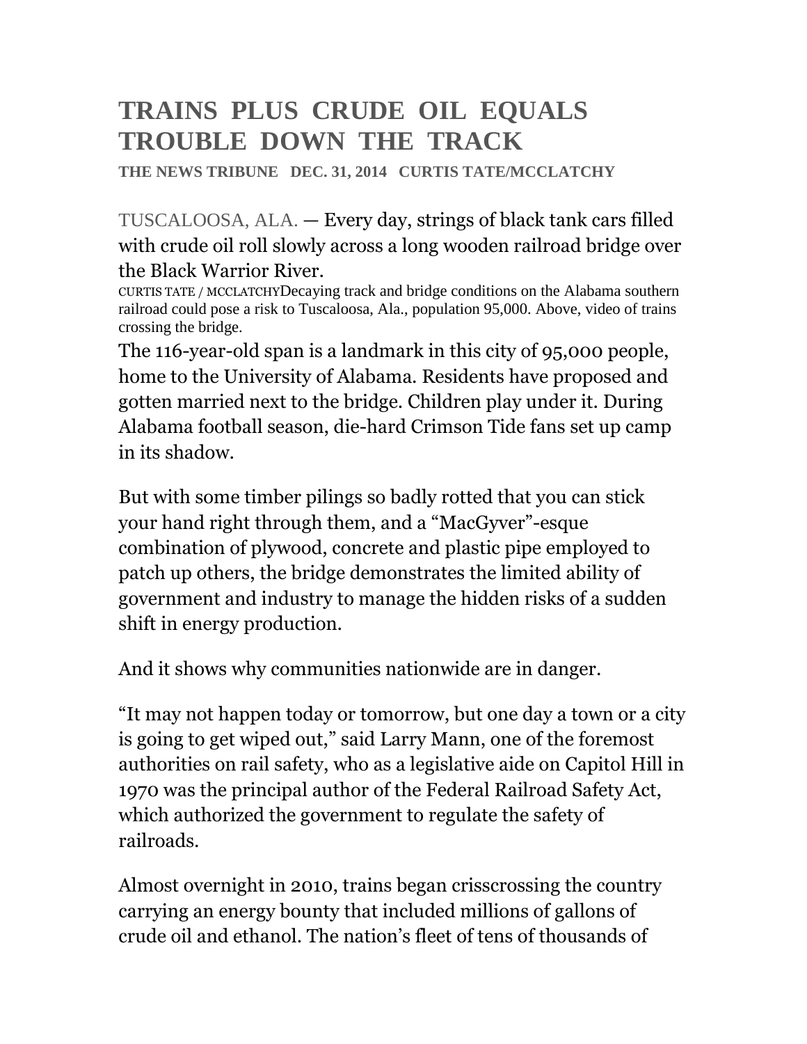# TRAINS PLUS CRUDE OIL EQUALS TROUBLE DOWN THE TRACK

**THE NEWS TRIBUNE DEC. 31, 2014 CURTIS TATE/MCCLATCHY**

TUSCALOOSA, ALA. — Every day, strings of black tank cars filled with crude oil roll slowly across a long wooden railroad bridge over the Black Warrior River.

CURTIS TATE / MCCLATCHYDecaying track and bridge conditions on the Alabama southern railroad could pose a risk to Tuscaloosa, Ala., population 95,000. Above, video of trains crossing the bridge.

The 116-year-old span is a landmark in this city of 95,000 people, home to the University of Alabama. Residents have proposed and gotten married next to the bridge. Children play under it. During Alabama football season, die-hard Crimson Tide fans set up camp in its shadow.

But with some timber pilings so badly rotted that you can stick your hand right through them, and a "MacGyver"-esque combination of plywood, concrete and plastic pipe employed to patch up others, the bridge demonstrates the limited ability of government and industry to manage the hidden risks of a sudden shift in energy production.

And it shows why communities nationwide are in danger.

"It may not happen today or tomorrow, but one day a town or a city is going to get wiped out," said Larry Mann, one of the foremost authorities on rail safety, who as a legislative aide on Capitol Hill in 1970 was the principal author of the Federal Railroad Safety Act, which authorized the government to regulate the safety of railroads.

Almost overnight in 2010, trains began crisscrossing the country carrying an energy bounty that included millions of gallons of crude oil and ethanol. The nation's fleet of tens of thousands of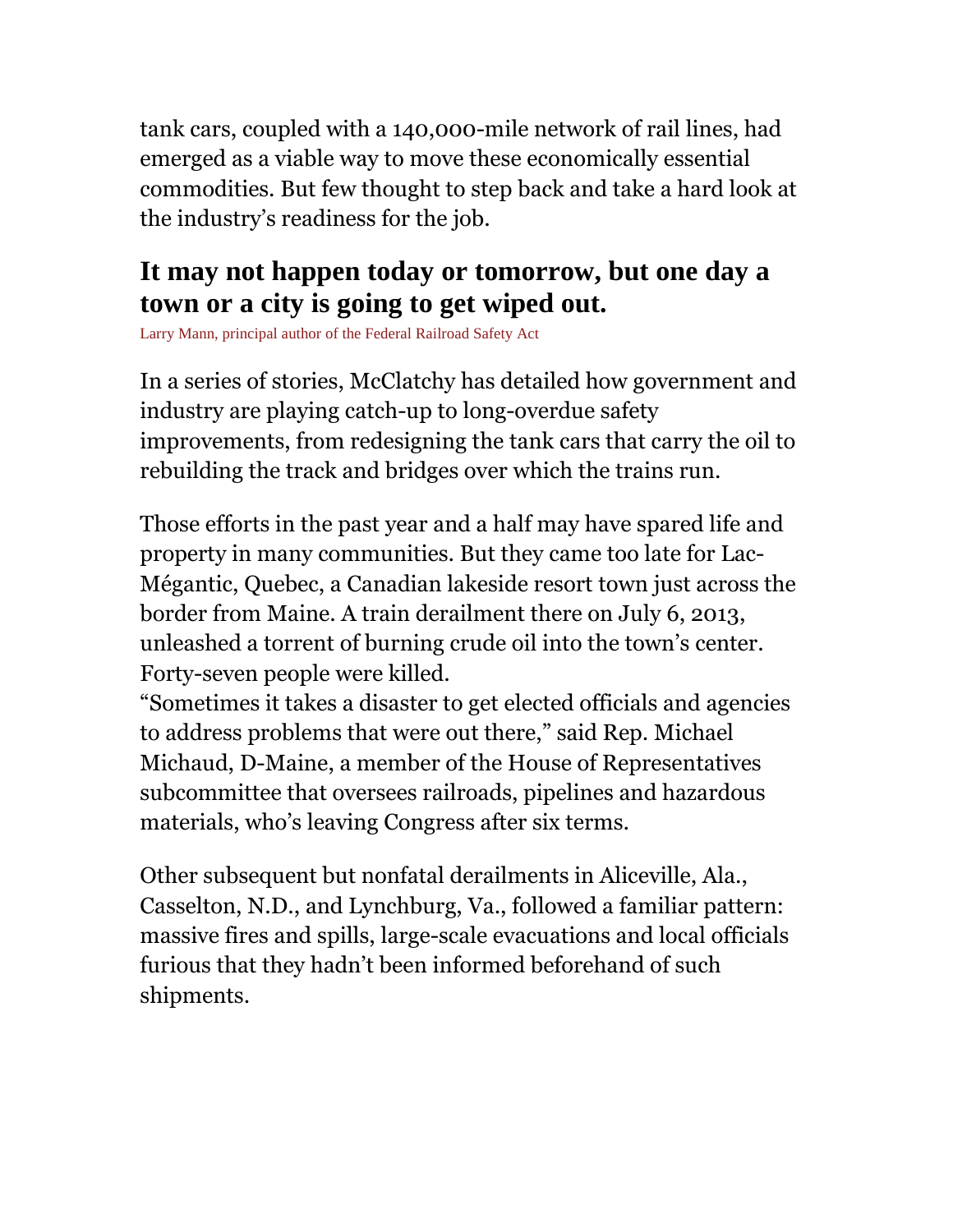tank cars, coupled with a 140,000-mile network of rail lines, had emerged as a viable way to move these economically essential commodities. But few thought to step back and take a hard look at the industry's readiness for the job.

**It may not happen today or tomorrow, but one day a town or a city is going to get wiped out.**

Larry Mann, principal author of the Federal Railroad Safety Act

In a series of stories, McClatchy has detailed how government and industry are playing catch-up to long-overdue safety improvements, from redesigning the tank cars that carry the oil to rebuilding the track and bridges over which the trains run.

Those efforts in the past year and a half may have spared life and property in many communities. But they came too late for Lac-Mégantic, Quebec, a Canadian lakeside resort town just across the border from Maine. A train derailment there on July 6, 2013, unleashed a torrent of burning crude oil into the town's center. Forty-seven people were killed.

"Sometimes it takes a disaster to get elected officials and agencies to address problems that were out there," said Rep. Michael Michaud, D-Maine, a member of the House of Representatives subcommittee that oversees railroads, pipelines and hazardous materials, who's leaving Congress after six terms.

Other subsequent but nonfatal derailments in Aliceville, Ala., Casselton, N.D., and Lynchburg, Va., followed a familiar pattern: massive fires and spills, large-scale evacuations and local officials furious that they hadn't been informed beforehand of such shipments.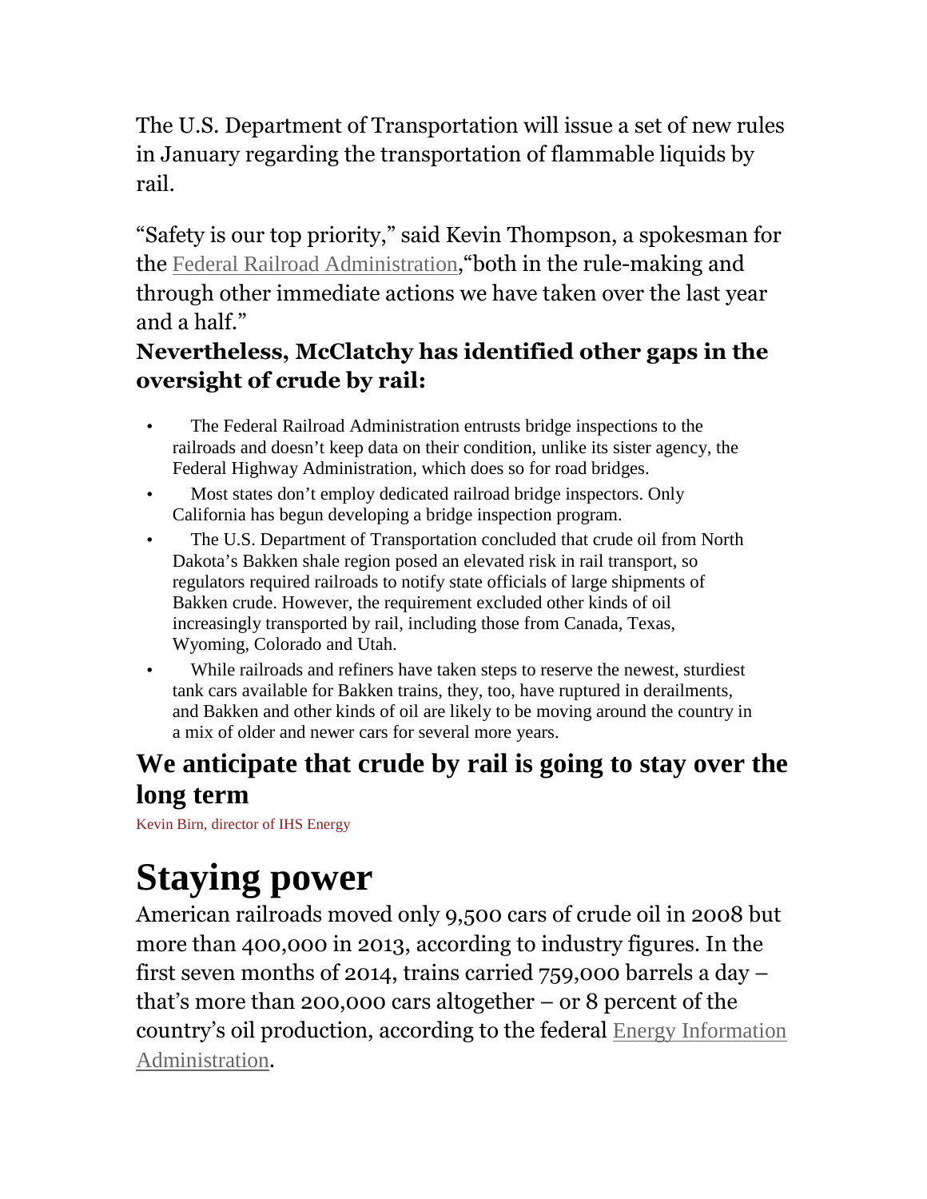The U.S. Department of Transportation will issue a set of new rules in January regarding the transportation of flammable liquids by rail.

“Safety is our top priority,” said Kevin Thompson, a spokesman for the Federal Railroad Administration,“both in the rule-making and through other immediate actions we have taken over the last year and a half.”

**Nevertheless, McClatchy has identified other gaps in the oversight of crude by rail:**

- The Federal Railroad Administration entrusts bridge inspections to the railroads and doesn’t keep data on their condition, unlike its sister agency, the Federal Highway Administration, which does so for road bridges.
- Most states don’t employ dedicated railroad bridge inspectors. Only California has begun developing a bridge inspection program.
- The U.S. Department of Transportation concluded that crude oil from North Dakota’s Bakken shale region posed an elevated risk in rail transport, so regulators required railroads to notify state officials of large shipments of Bakken crude. However, the requirement excluded other kinds of oil increasingly transported by rail, including those from Canada, Texas, Wyoming, Colorado and Utah.
- While railroads and refiners have taken steps to reserve the newest, sturdiest tank cars available for Bakken trains, they, too, have ruptured in derailments, and Bakken and other kinds of oil are likely to be moving around the country in a mix of older and newer cars for several more years.

## We anticipate that crude by rail is going to stay over the long term

Kevin Birn, director of IHS Energy

# Staying power

American railroads moved only 9,500 cars of crude oil in 2008 but more than 400,000 in 2013, according to industry figures. In the first seven months of 2014, trains carried 759,000 barrels a day – that’s more than 200,000 cars altogether – or 8 percent of the country’s oil production, according to the federal Energy Information Administration.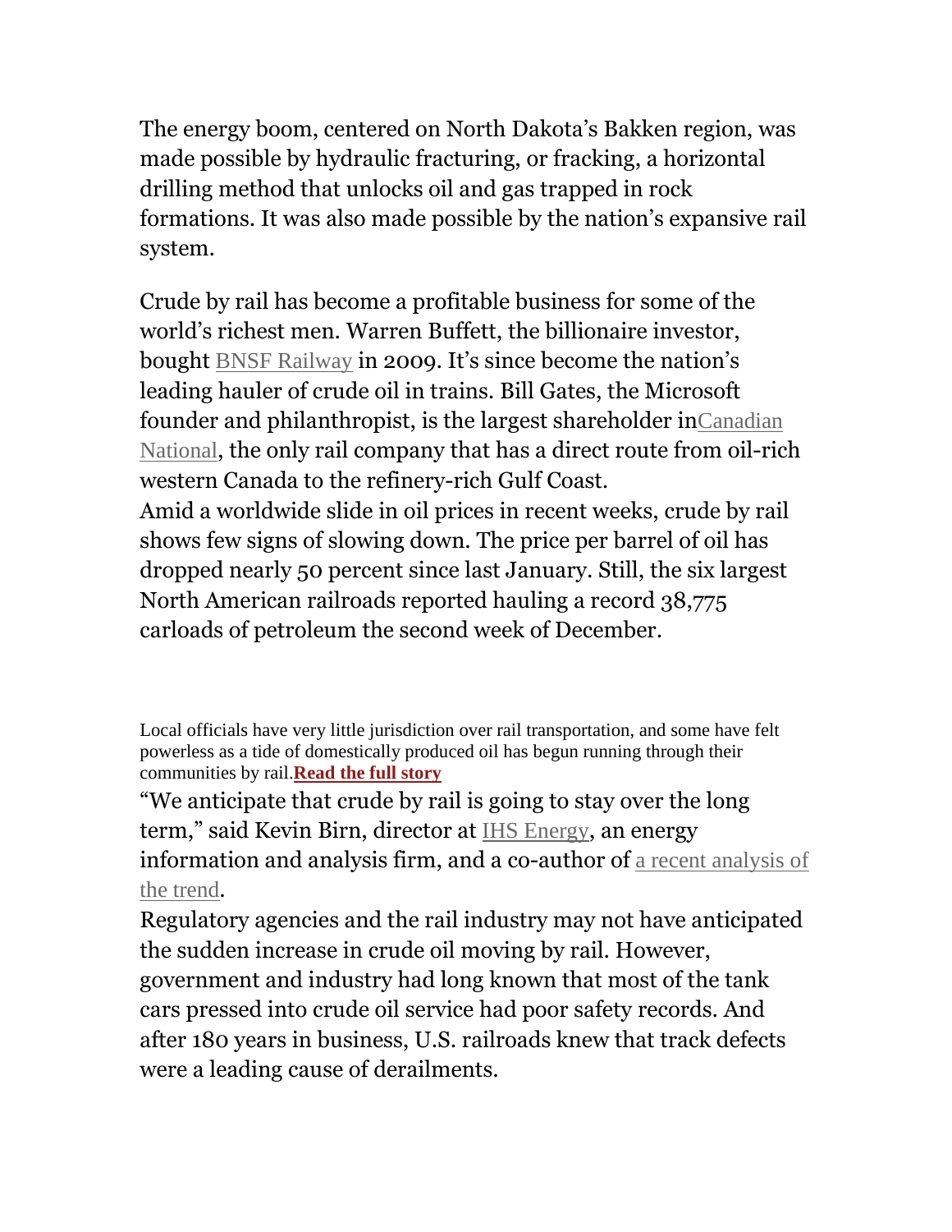The energy boom, centered on North Dakota's Bakken region, was made possible by hydraulic fracturing, or fracking, a horizontal drilling method that unlocks oil and gas trapped in rock formations. It was also made possible by the nation's expansive rail system.

Crude by rail has become a profitable business for some of the world's richest men. Warren Buffett, the billionaire investor, bought BNSF Railway in 2009. It's since become the nation's leading hauler of crude oil in trains. Bill Gates, the Microsoft founder and philanthropist, is the largest shareholder inCanadian National, the only rail company that has a direct route from oil-rich western Canada to the refinery-rich Gulf Coast.

Amid a worldwide slide in oil prices in recent weeks, crude by rail shows few signs of slowing down. The price per barrel of oil has dropped nearly 50 percent since last January. Still, the six largest North American railroads reported hauling a record 38,775 carloads of petroleum the second week of December.

Local officials have very little jurisdiction over rail transportation, and some have felt powerless as a tide of domestically produced oil has begun running through their communities by rail.**Read the full story**

"We anticipate that crude by rail is going to stay over the long term," said Kevin Birn, director at IHS Energy, an energy information and analysis firm, and a co-author of a recent analysis of the trend.

Regulatory agencies and the rail industry may not have anticipated the sudden increase in crude oil moving by rail. However, government and industry had long known that most of the tank cars pressed into crude oil service had poor safety records. And after 180 years in business, U.S. railroads knew that track defects were a leading cause of derailments.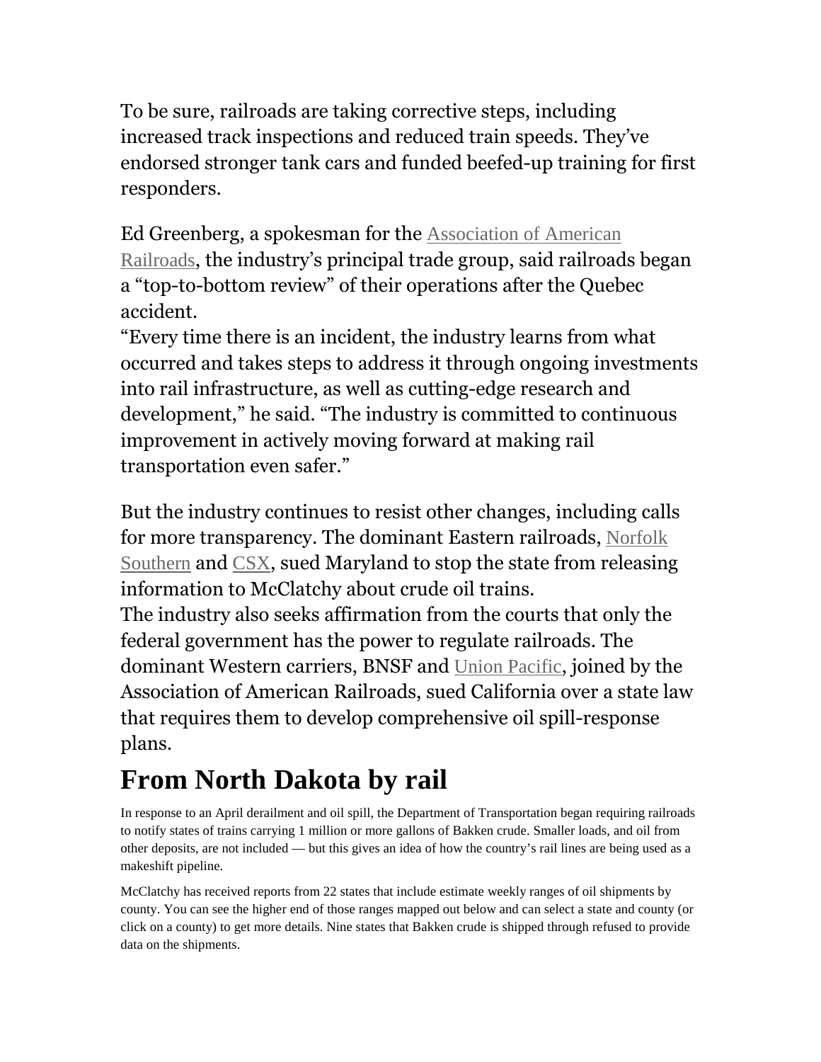To be sure, railroads are taking corrective steps, including increased track inspections and reduced train speeds. They've endorsed stronger tank cars and funded beefed-up training for first responders.

Ed Greenberg, a spokesman for the Association of American Railroads, the industry's principal trade group, said railroads began a "top-to-bottom review" of their operations after the Quebec accident.

"Every time there is an incident, the industry learns from what occurred and takes steps to address it through ongoing investments into rail infrastructure, as well as cutting-edge research and development," he said. "The industry is committed to continuous improvement in actively moving forward at making rail transportation even safer."

But the industry continues to resist other changes, including calls for more transparency. The dominant Eastern railroads, Norfolk Southern and CSX, sued Maryland to stop the state from releasing information to McClatchy about crude oil trains.

The industry also seeks affirmation from the courts that only the federal government has the power to regulate railroads. The dominant Western carriers, BNSF and Union Pacific, joined by the Association of American Railroads, sued California over a state law that requires them to develop comprehensive oil spill-response plans.

# From North Dakota by rail

In response to an April derailment and oil spill, the Department of Transportation began requiring railroads to notify states of trains carrying 1 million or more gallons of Bakken crude. Smaller loads, and oil from other deposits, are not included — but this gives an idea of how the country's rail lines are being used as a makeshift pipeline.

McClatchy has received reports from 22 states that include estimate weekly ranges of oil shipments by county. You can see the higher end of those ranges mapped out below and can select a state and county (or click on a county) to get more details. Nine states that Bakken crude is shipped through refused to provide data on the shipments.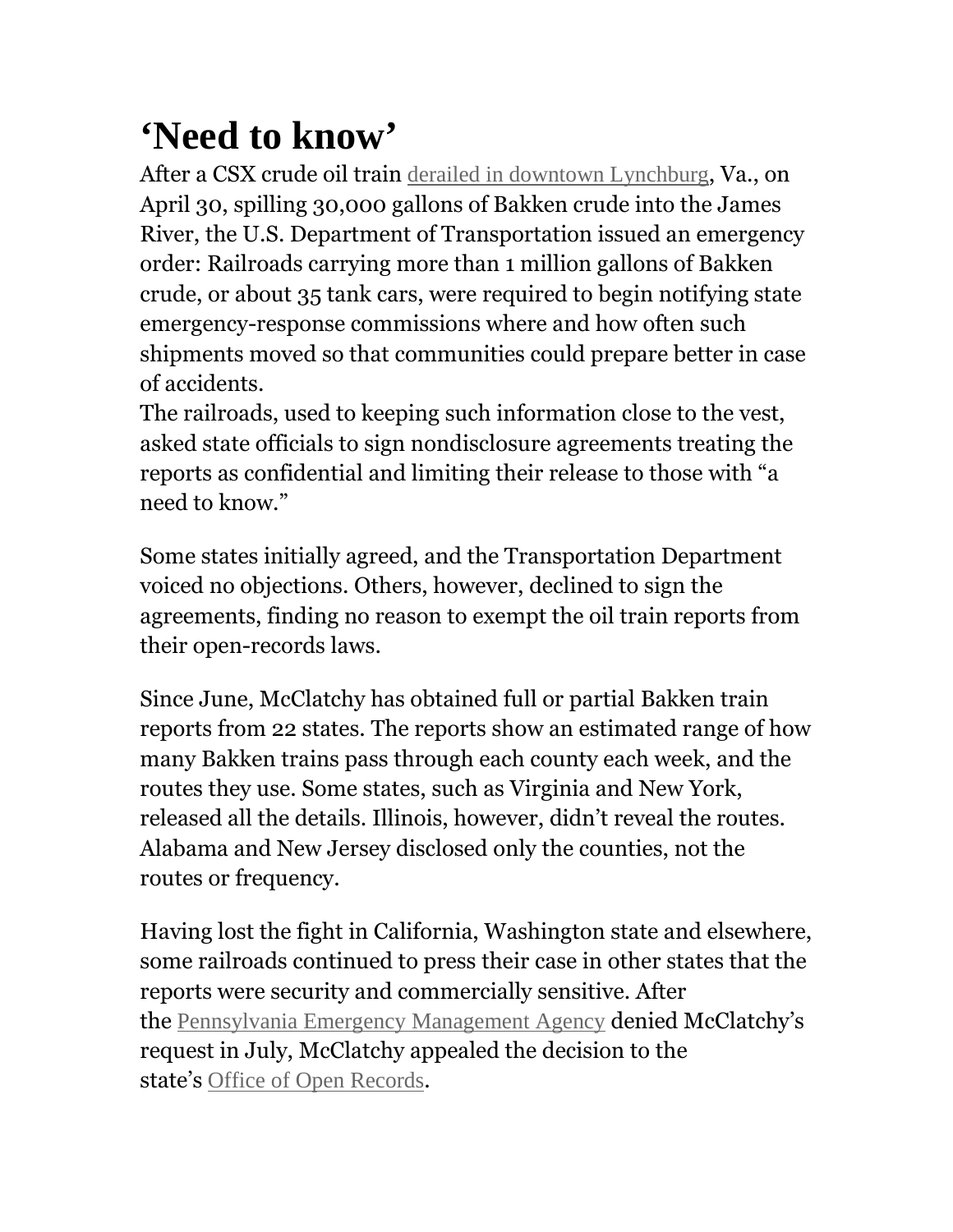# ‘Need to know’

After a CSX crude oil train derailed in downtown Lynchburg, Va., on April 30, spilling 30,000 gallons of Bakken crude into the James River, the U.S. Department of Transportation issued an emergency order: Railroads carrying more than 1 million gallons of Bakken crude, or about 35 tank cars, were required to begin notifying state emergency-response commissions where and how often such shipments moved so that communities could prepare better in case of accidents.
The railroads, used to keeping such information close to the vest, asked state officials to sign nondisclosure agreements treating the reports as confidential and limiting their release to those with “a need to know.”

Some states initially agreed, and the Transportation Department voiced no objections. Others, however, declined to sign the agreements, finding no reason to exempt the oil train reports from their open-records laws.

Since June, McClatchy has obtained full or partial Bakken train reports from 22 states. The reports show an estimated range of how many Bakken trains pass through each county each week, and the routes they use. Some states, such as Virginia and New York, released all the details. Illinois, however, didn’t reveal the routes. Alabama and New Jersey disclosed only the counties, not the routes or frequency.

Having lost the fight in California, Washington state and elsewhere, some railroads continued to press their case in other states that the reports were security and commercially sensitive. After the Pennsylvania Emergency Management Agency denied McClatchy’s request in July, McClatchy appealed the decision to the state’s Office of Open Records.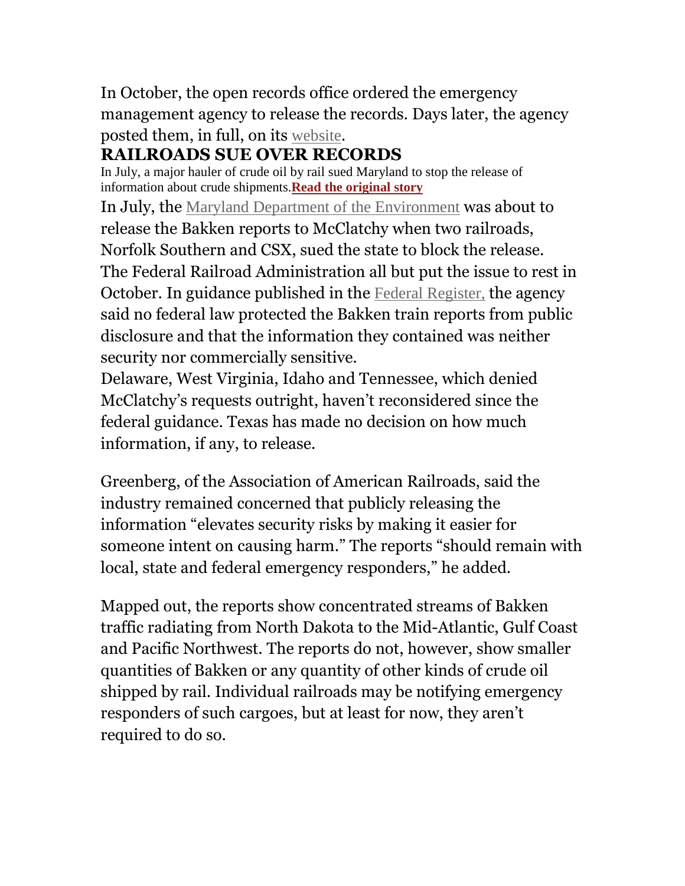In October, the open records office ordered the emergency management agency to release the records. Days later, the agency posted them, in full, on its website.

## RAILROADS SUE OVER RECORDS

In July, a major hauler of crude oil by rail sued Maryland to stop the release of information about crude shipments.**Read the original story**

In July, the Maryland Department of the Environment was about to release the Bakken reports to McClatchy when two railroads, Norfolk Southern and CSX, sued the state to block the release.
The Federal Railroad Administration all but put the issue to rest in October. In guidance published in the Federal Register, the agency said no federal law protected the Bakken train reports from public disclosure and that the information they contained was neither security nor commercially sensitive.
Delaware, West Virginia, Idaho and Tennessee, which denied McClatchy's requests outright, haven't reconsidered since the federal guidance. Texas has made no decision on how much information, if any, to release.

Greenberg, of the Association of American Railroads, said the industry remained concerned that publicly releasing the information "elevates security risks by making it easier for someone intent on causing harm." The reports "should remain with local, state and federal emergency responders," he added.

Mapped out, the reports show concentrated streams of Bakken traffic radiating from North Dakota to the Mid-Atlantic, Gulf Coast and Pacific Northwest. The reports do not, however, show smaller quantities of Bakken or any quantity of other kinds of crude oil shipped by rail. Individual railroads may be notifying emergency responders of such cargoes, but at least for now, they aren't required to do so.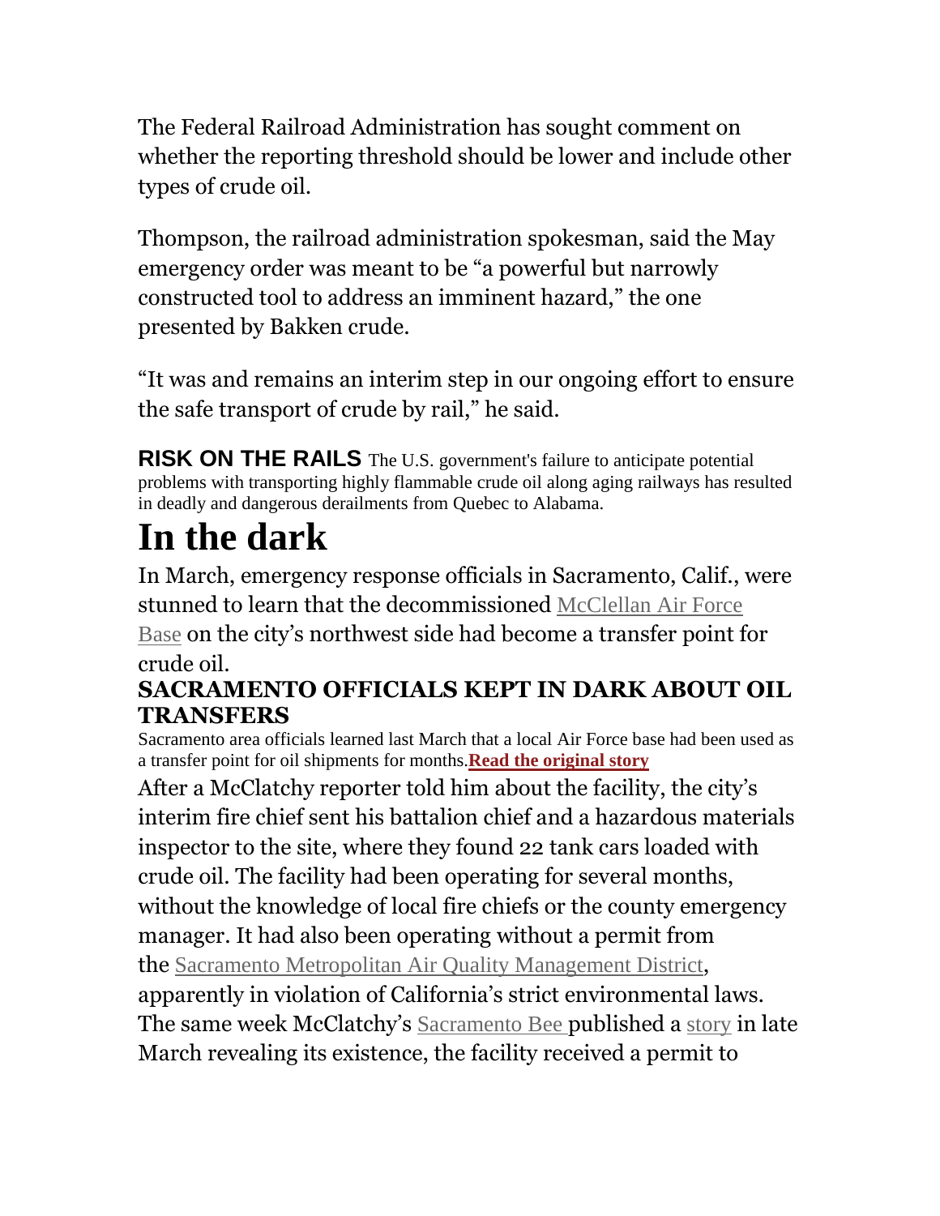The Federal Railroad Administration has sought comment on whether the reporting threshold should be lower and include other types of crude oil.

Thompson, the railroad administration spokesman, said the May emergency order was meant to be "a powerful but narrowly constructed tool to address an imminent hazard," the one presented by Bakken crude.

"It was and remains an interim step in our ongoing effort to ensure the safe transport of crude by rail," he said.

**RISK ON THE RAILS** The U.S. government's failure to anticipate potential problems with transporting highly flammable crude oil along aging railways has resulted in deadly and dangerous derailments from Quebec to Alabama.

# In the dark

In March, emergency response officials in Sacramento, Calif., were stunned to learn that the decommissioned McClellan Air Force Base on the city's northwest side had become a transfer point for crude oil.

### SACRAMENTO OFFICIALS KEPT IN DARK ABOUT OIL TRANSFERS

Sacramento area officials learned last March that a local Air Force base had been used as a transfer point for oil shipments for months.**Read the original story**

After a McClatchy reporter told him about the facility, the city's interim fire chief sent his battalion chief and a hazardous materials inspector to the site, where they found 22 tank cars loaded with crude oil. The facility had been operating for several months, without the knowledge of local fire chiefs or the county emergency manager. It had also been operating without a permit from the Sacramento Metropolitan Air Quality Management District, apparently in violation of California's strict environmental laws. The same week McClatchy's Sacramento Bee published a story in late March revealing its existence, the facility received a permit to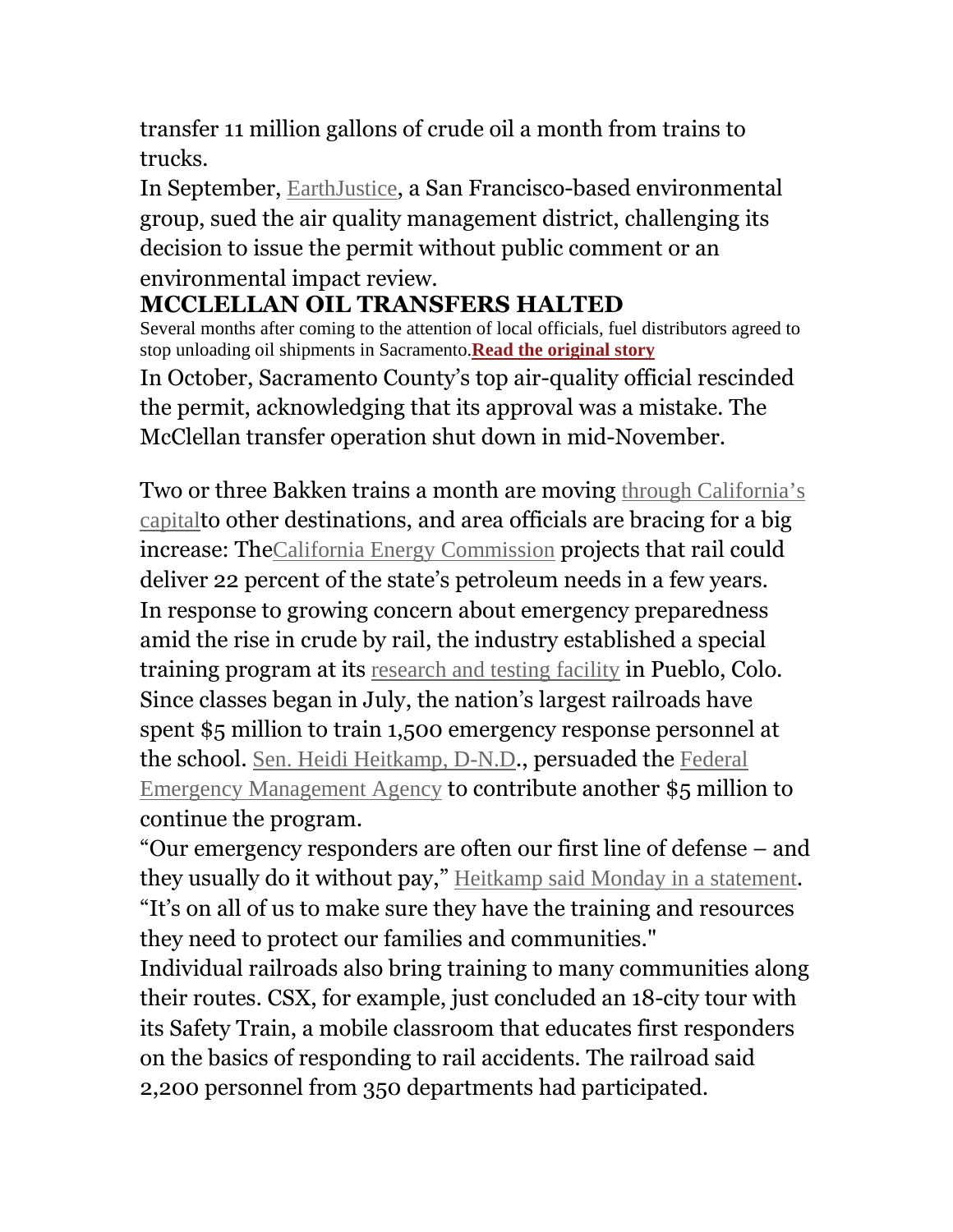transfer 11 million gallons of crude oil a month from trains to trucks.

In September, EarthJustice, a San Francisco-based environmental group, sued the air quality management district, challenging its decision to issue the permit without public comment or an environmental impact review.

## MCCLELLAN OIL TRANSFERS HALTED

Several months after coming to the attention of local officials, fuel distributors agreed to stop unloading oil shipments in Sacramento.**Read the original story**

In October, Sacramento County's top air-quality official rescinded the permit, acknowledging that its approval was a mistake. The McClellan transfer operation shut down in mid-November.

Two or three Bakken trains a month are moving through California's capitalto other destinations, and area officials are bracing for a big increase: TheCalifornia Energy Commission projects that rail could deliver 22 percent of the state's petroleum needs in a few years.

In response to growing concern about emergency preparedness amid the rise in crude by rail, the industry established a special training program at its research and testing facility in Pueblo, Colo. Since classes began in July, the nation's largest railroads have spent $5 million to train 1,500 emergency response personnel at the school. Sen. Heidi Heitkamp, D-N.D., persuaded the Federal Emergency Management Agency to contribute another $5 million to continue the program.

"Our emergency responders are often our first line of defense – and they usually do it without pay," Heitkamp said Monday in a statement. "It's on all of us to make sure they have the training and resources they need to protect our families and communities."

Individual railroads also bring training to many communities along their routes. CSX, for example, just concluded an 18-city tour with its Safety Train, a mobile classroom that educates first responders on the basics of responding to rail accidents. The railroad said 2,200 personnel from 350 departments had participated.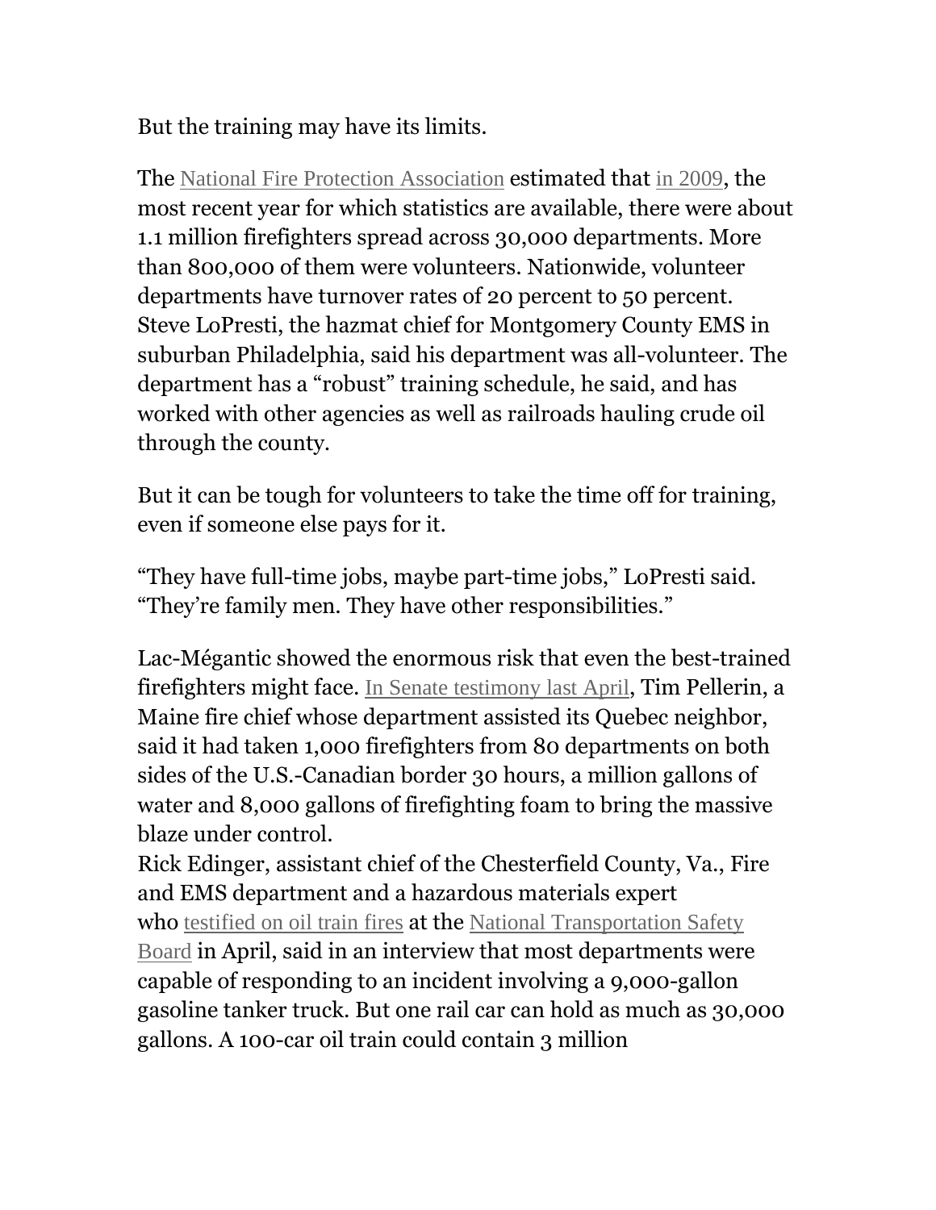But the training may have its limits.

The National Fire Protection Association estimated that in 2009, the most recent year for which statistics are available, there were about 1.1 million firefighters spread across 30,000 departments. More than 800,000 of them were volunteers. Nationwide, volunteer departments have turnover rates of 20 percent to 50 percent. Steve LoPresti, the hazmat chief for Montgomery County EMS in suburban Philadelphia, said his department was all-volunteer. The department has a “robust” training schedule, he said, and has worked with other agencies as well as railroads hauling crude oil through the county.

But it can be tough for volunteers to take the time off for training, even if someone else pays for it.

“They have full-time jobs, maybe part-time jobs,” LoPresti said. “They’re family men. They have other responsibilities.”

Lac-Mégantic showed the enormous risk that even the best-trained firefighters might face. In Senate testimony last April, Tim Pellerin, a Maine fire chief whose department assisted its Quebec neighbor, said it had taken 1,000 firefighters from 80 departments on both sides of the U.S.-Canadian border 30 hours, a million gallons of water and 8,000 gallons of firefighting foam to bring the massive blaze under control.

Rick Edinger, assistant chief of the Chesterfield County, Va., Fire and EMS department and a hazardous materials expert who testified on oil train fires at the National Transportation Safety Board in April, said in an interview that most departments were capable of responding to an incident involving a 9,000-gallon gasoline tanker truck. But one rail car can hold as much as 30,000 gallons. A 100-car oil train could contain 3 million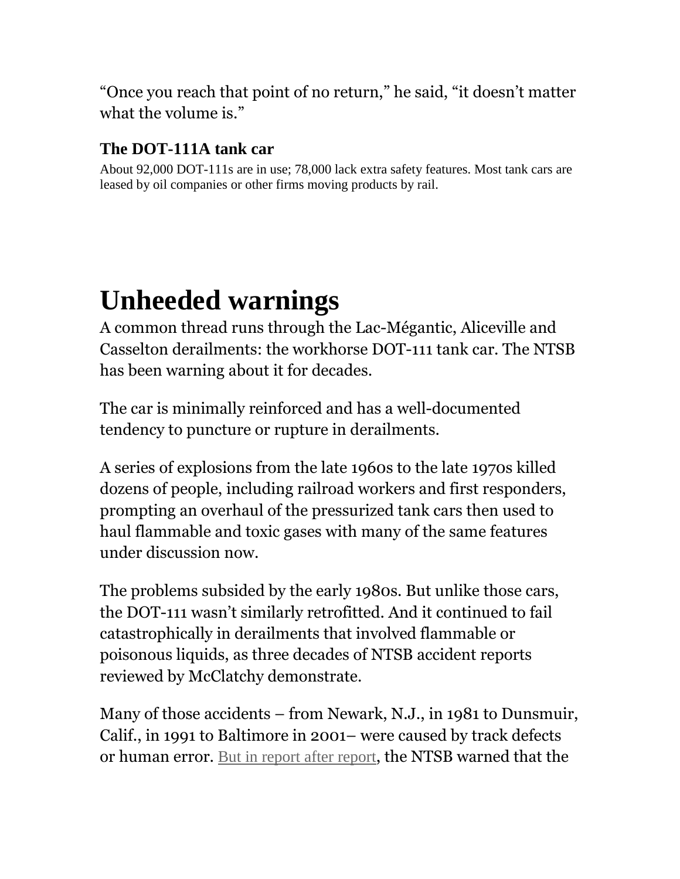"Once you reach that point of no return," he said, "it doesn't matter what the volume is."

### The DOT-111A tank car

About 92,000 DOT-111s are in use; 78,000 lack extra safety features. Most tank cars are leased by oil companies or other firms moving products by rail.

# Unheeded warnings

A common thread runs through the Lac-Mégantic, Aliceville and Casselton derailments: the workhorse DOT-111 tank car. The NTSB has been warning about it for decades.

The car is minimally reinforced and has a well-documented tendency to puncture or rupture in derailments.

A series of explosions from the late 1960s to the late 1970s killed dozens of people, including railroad workers and first responders, prompting an overhaul of the pressurized tank cars then used to haul flammable and toxic gases with many of the same features under discussion now.

The problems subsided by the early 1980s. But unlike those cars, the DOT-111 wasn't similarly retrofitted. And it continued to fail catastrophically in derailments that involved flammable or poisonous liquids, as three decades of NTSB accident reports reviewed by McClatchy demonstrate.

Many of those accidents – from Newark, N.J., in 1981 to Dunsmuir, Calif., in 1991 to Baltimore in 2001– were caused by track defects or human error. But in report after report, the NTSB warned that the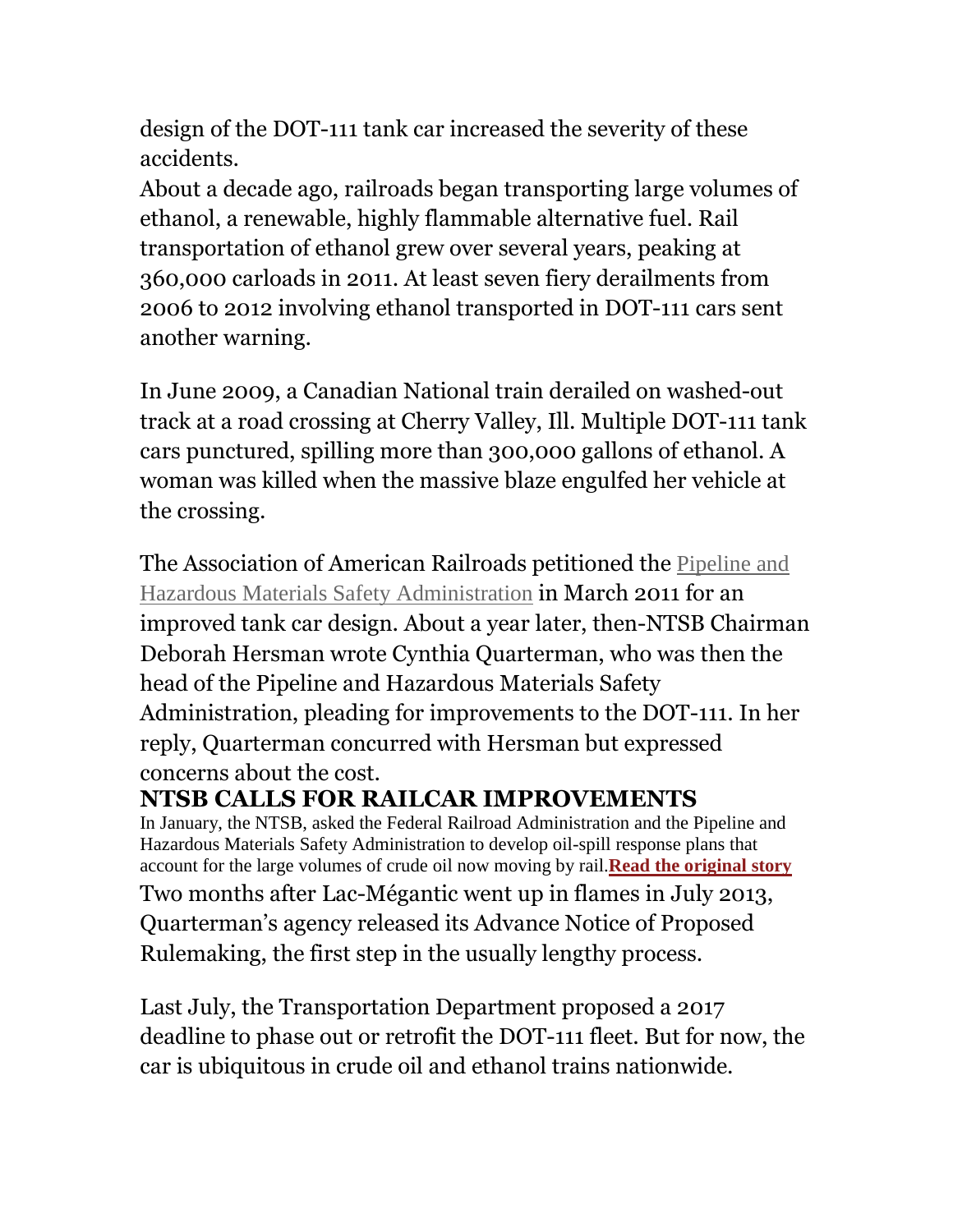design of the DOT-111 tank car increased the severity of these accidents.

About a decade ago, railroads began transporting large volumes of ethanol, a renewable, highly flammable alternative fuel. Rail transportation of ethanol grew over several years, peaking at 360,000 carloads in 2011. At least seven fiery derailments from 2006 to 2012 involving ethanol transported in DOT-111 cars sent another warning.

In June 2009, a Canadian National train derailed on washed-out track at a road crossing at Cherry Valley, Ill. Multiple DOT-111 tank cars punctured, spilling more than 300,000 gallons of ethanol. A woman was killed when the massive blaze engulfed her vehicle at the crossing.

The Association of American Railroads petitioned the Pipeline and Hazardous Materials Safety Administration in March 2011 for an improved tank car design. About a year later, then-NTSB Chairman Deborah Hersman wrote Cynthia Quarterman, who was then the head of the Pipeline and Hazardous Materials Safety Administration, pleading for improvements to the DOT-111. In her reply, Quarterman concurred with Hersman but expressed concerns about the cost.

**NTSB CALLS FOR RAILCAR IMPROVEMENTS**

In January, the NTSB, asked the Federal Railroad Administration and the Pipeline and Hazardous Materials Safety Administration to develop oil-spill response plans that account for the large volumes of crude oil now moving by rail.**Read the original story**

Two months after Lac-Mégantic went up in flames in July 2013, Quarterman's agency released its Advance Notice of Proposed Rulemaking, the first step in the usually lengthy process.

Last July, the Transportation Department proposed a 2017 deadline to phase out or retrofit the DOT-111 fleet. But for now, the car is ubiquitous in crude oil and ethanol trains nationwide.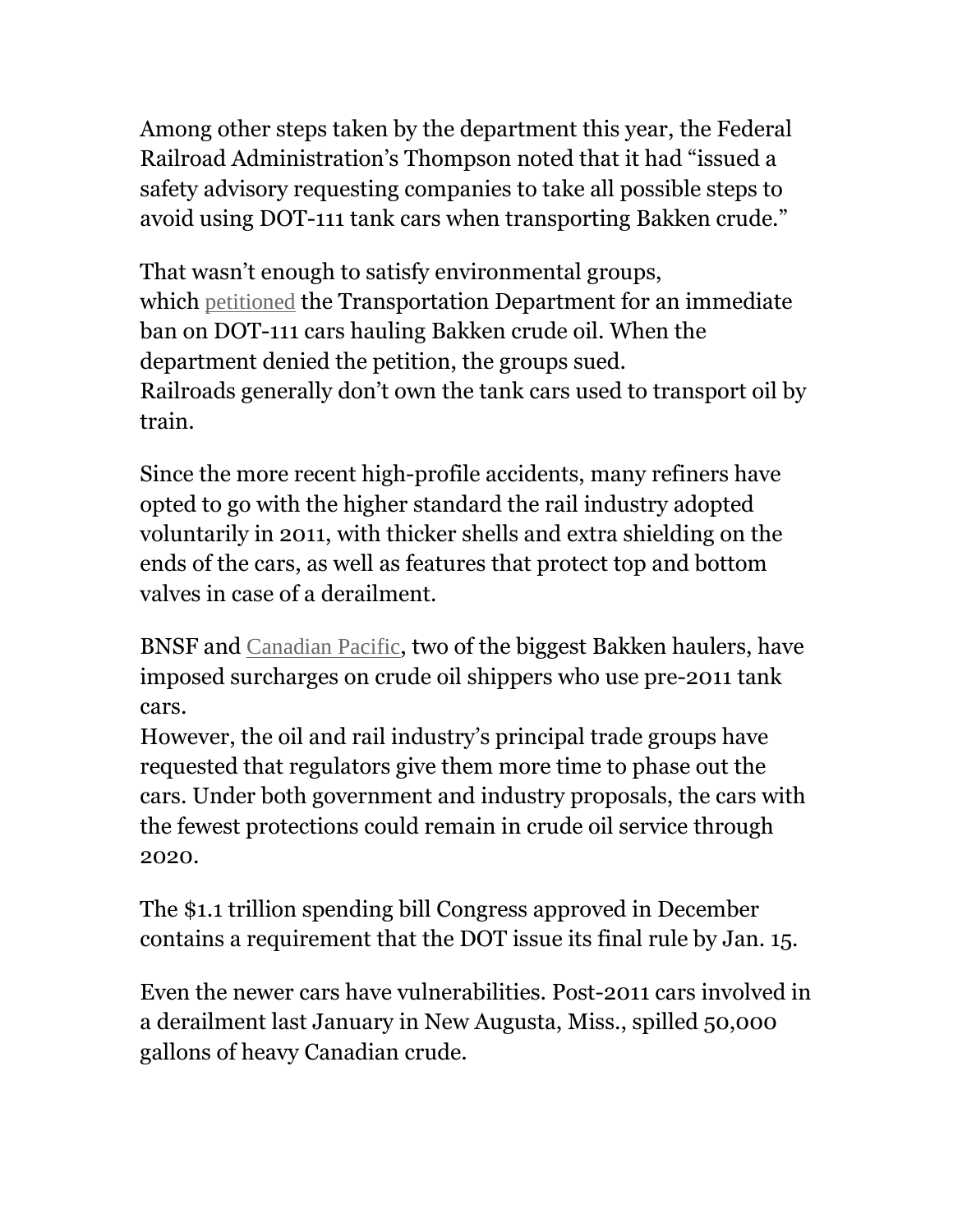Among other steps taken by the department this year, the Federal Railroad Administration's Thompson noted that it had "issued a safety advisory requesting companies to take all possible steps to avoid using DOT-111 tank cars when transporting Bakken crude."

That wasn't enough to satisfy environmental groups, which petitioned the Transportation Department for an immediate ban on DOT-111 cars hauling Bakken crude oil. When the department denied the petition, the groups sued.
Railroads generally don't own the tank cars used to transport oil by train.

Since the more recent high-profile accidents, many refiners have opted to go with the higher standard the rail industry adopted voluntarily in 2011, with thicker shells and extra shielding on the ends of the cars, as well as features that protect top and bottom valves in case of a derailment.

BNSF and Canadian Pacific, two of the biggest Bakken haulers, have imposed surcharges on crude oil shippers who use pre-2011 tank cars.
However, the oil and rail industry's principal trade groups have requested that regulators give them more time to phase out the cars. Under both government and industry proposals, the cars with the fewest protections could remain in crude oil service through 2020.

The $1.1 trillion spending bill Congress approved in December contains a requirement that the DOT issue its final rule by Jan. 15.

Even the newer cars have vulnerabilities. Post-2011 cars involved in a derailment last January in New Augusta, Miss., spilled 50,000 gallons of heavy Canadian crude.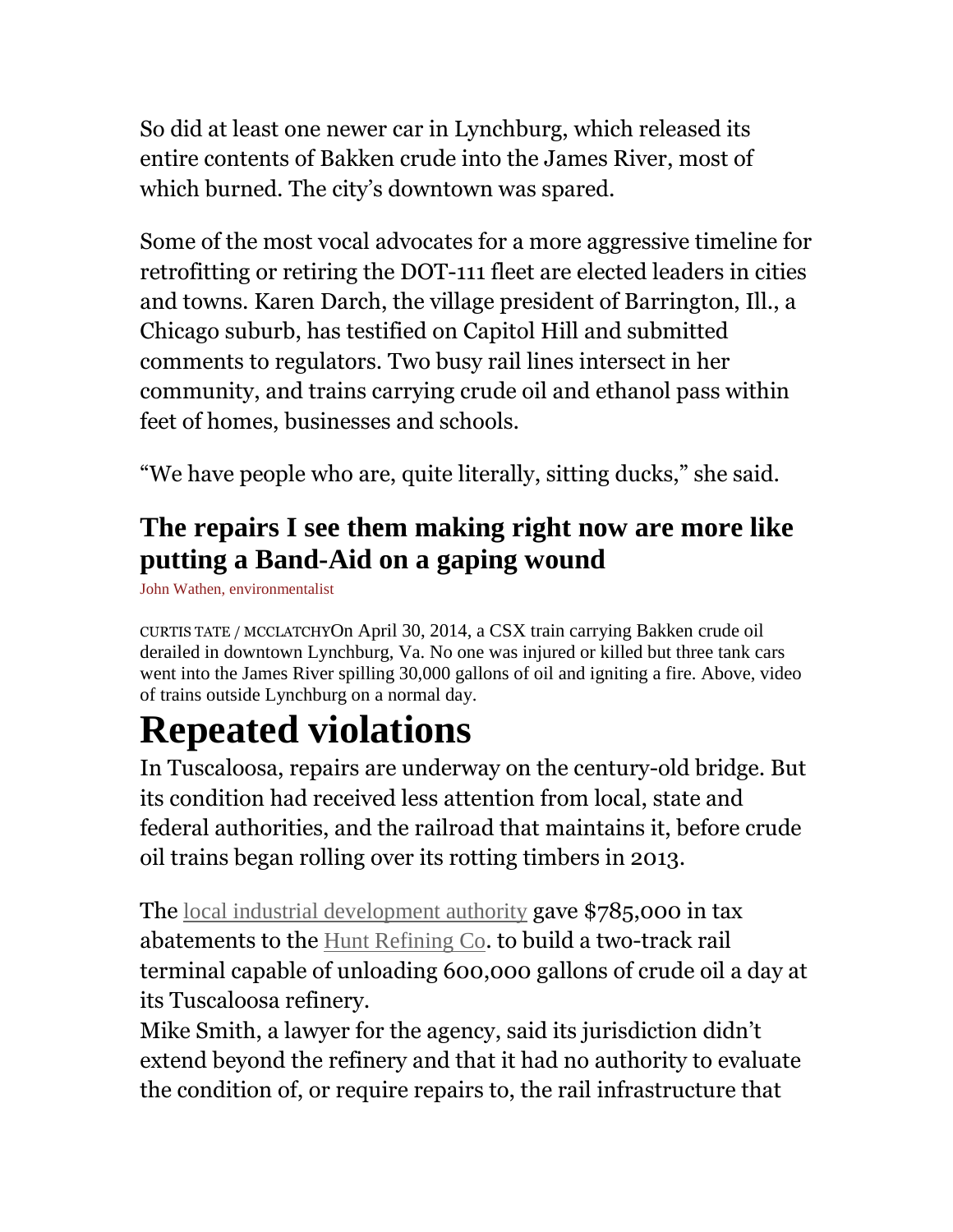So did at least one newer car in Lynchburg, which released its entire contents of Bakken crude into the James River, most of which burned. The city's downtown was spared.

Some of the most vocal advocates for a more aggressive timeline for retrofitting or retiring the DOT-111 fleet are elected leaders in cities and towns. Karen Darch, the village president of Barrington, Ill., a Chicago suburb, has testified on Capitol Hill and submitted comments to regulators. Two busy rail lines intersect in her community, and trains carrying crude oil and ethanol pass within feet of homes, businesses and schools.

"We have people who are, quite literally, sitting ducks," she said.

### The repairs I see them making right now are more like putting a Band-Aid on a gaping wound

John Wathen, environmentalist

CURTIS TATE / MCCLATCHYOn April 30, 2014, a CSX train carrying Bakken crude oil derailed in downtown Lynchburg, Va. No one was injured or killed but three tank cars went into the James River spilling 30,000 gallons of oil and igniting a fire. Above, video of trains outside Lynchburg on a normal day.

# Repeated violations

In Tuscaloosa, repairs are underway on the century-old bridge. But its condition had received less attention from local, state and federal authorities, and the railroad that maintains it, before crude oil trains began rolling over its rotting timbers in 2013.

The local industrial development authority gave $785,000 in tax abatements to the Hunt Refining Co. to build a two-track rail terminal capable of unloading 600,000 gallons of crude oil a day at its Tuscaloosa refinery.

Mike Smith, a lawyer for the agency, said its jurisdiction didn't extend beyond the refinery and that it had no authority to evaluate the condition of, or require repairs to, the rail infrastructure that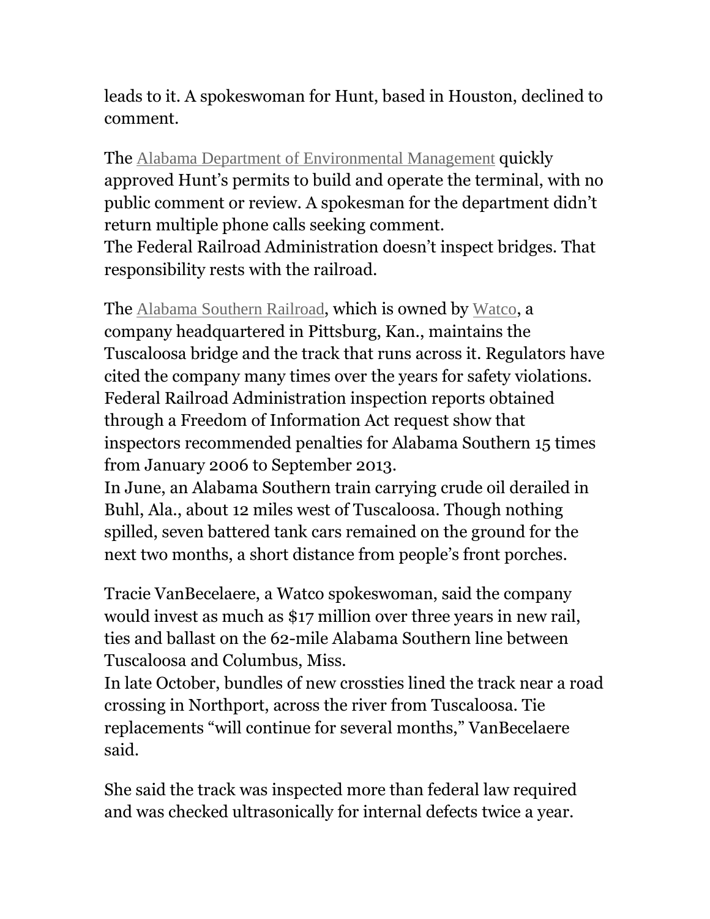leads to it. A spokeswoman for Hunt, based in Houston, declined to comment.

The Alabama Department of Environmental Management quickly approved Hunt's permits to build and operate the terminal, with no public comment or review. A spokesman for the department didn't return multiple phone calls seeking comment.

The Federal Railroad Administration doesn't inspect bridges. That responsibility rests with the railroad.

The Alabama Southern Railroad, which is owned by Watco, a company headquartered in Pittsburg, Kan., maintains the Tuscaloosa bridge and the track that runs across it. Regulators have cited the company many times over the years for safety violations. Federal Railroad Administration inspection reports obtained through a Freedom of Information Act request show that inspectors recommended penalties for Alabama Southern 15 times from January 2006 to September 2013.

In June, an Alabama Southern train carrying crude oil derailed in Buhl, Ala., about 12 miles west of Tuscaloosa. Though nothing spilled, seven battered tank cars remained on the ground for the next two months, a short distance from people's front porches.

Tracie VanBecelaere, a Watco spokeswoman, said the company would invest as much as $17 million over three years in new rail, ties and ballast on the 62-mile Alabama Southern line between Tuscaloosa and Columbus, Miss.

In late October, bundles of new crossties lined the track near a road crossing in Northport, across the river from Tuscaloosa. Tie replacements "will continue for several months," VanBecelaere said.

She said the track was inspected more than federal law required and was checked ultrasonically for internal defects twice a year.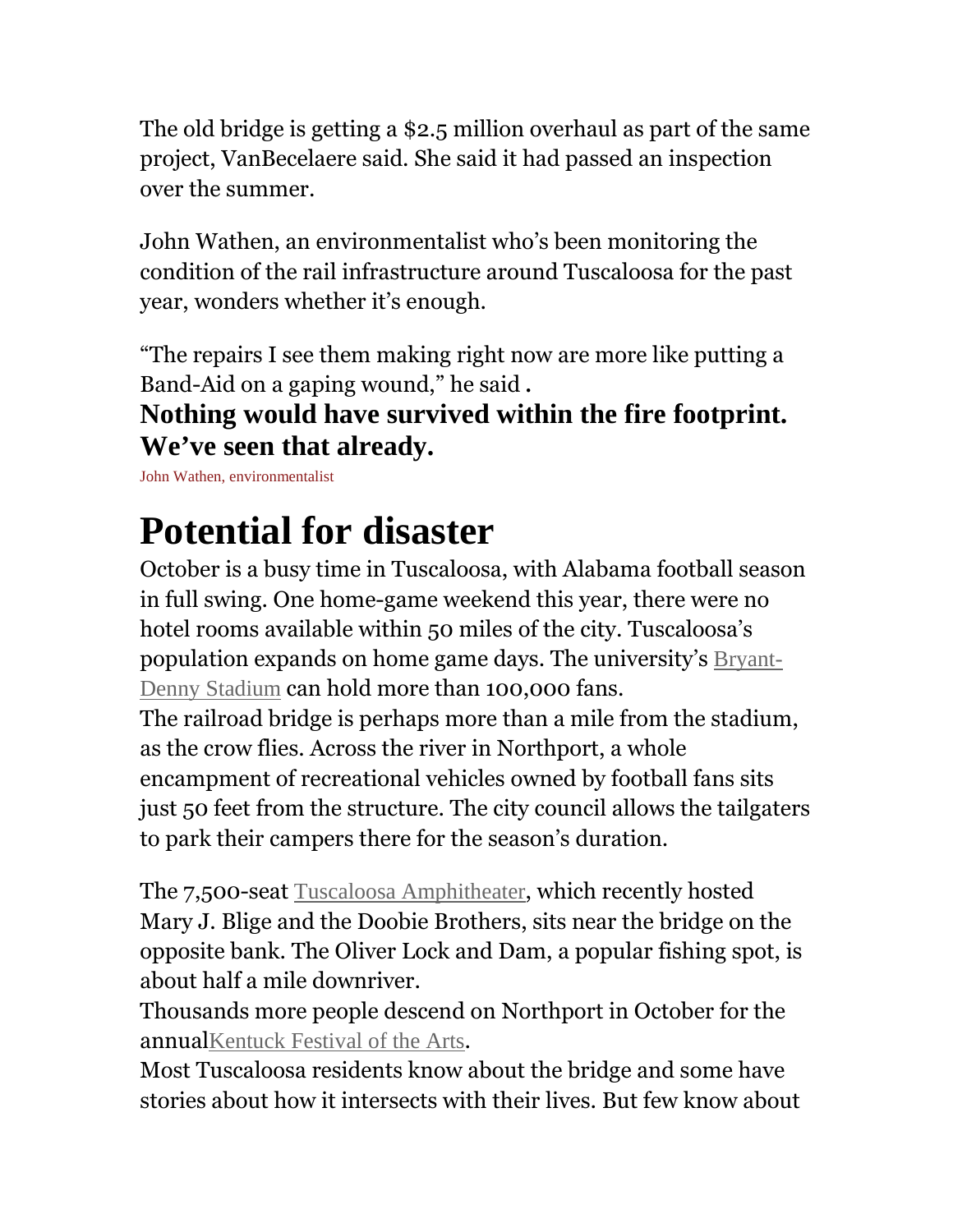The old bridge is getting a $2.5 million overhaul as part of the same project, VanBecelaere said. She said it had passed an inspection over the summer.

John Wathen, an environmentalist who's been monitoring the condition of the rail infrastructure around Tuscaloosa for the past year, wonders whether it's enough.

"The repairs I see them making right now are more like putting a Band-Aid on a gaping wound," he said .

**Nothing would have survived within the fire footprint. We've seen that already.**

John Wathen, environmentalist

# Potential for disaster

October is a busy time in Tuscaloosa, with Alabama football season in full swing. One home-game weekend this year, there were no hotel rooms available within 50 miles of the city. Tuscaloosa's population expands on home game days. The university's Bryant-Denny Stadium can hold more than 100,000 fans.

The railroad bridge is perhaps more than a mile from the stadium, as the crow flies. Across the river in Northport, a whole encampment of recreational vehicles owned by football fans sits just 50 feet from the structure. The city council allows the tailgaters to park their campers there for the season's duration.

The 7,500-seat Tuscaloosa Amphitheater, which recently hosted Mary J. Blige and the Doobie Brothers, sits near the bridge on the opposite bank. The Oliver Lock and Dam, a popular fishing spot, is about half a mile downriver.

Thousands more people descend on Northport in October for the annualKentuck Festival of the Arts.

Most Tuscaloosa residents know about the bridge and some have stories about how it intersects with their lives. But few know about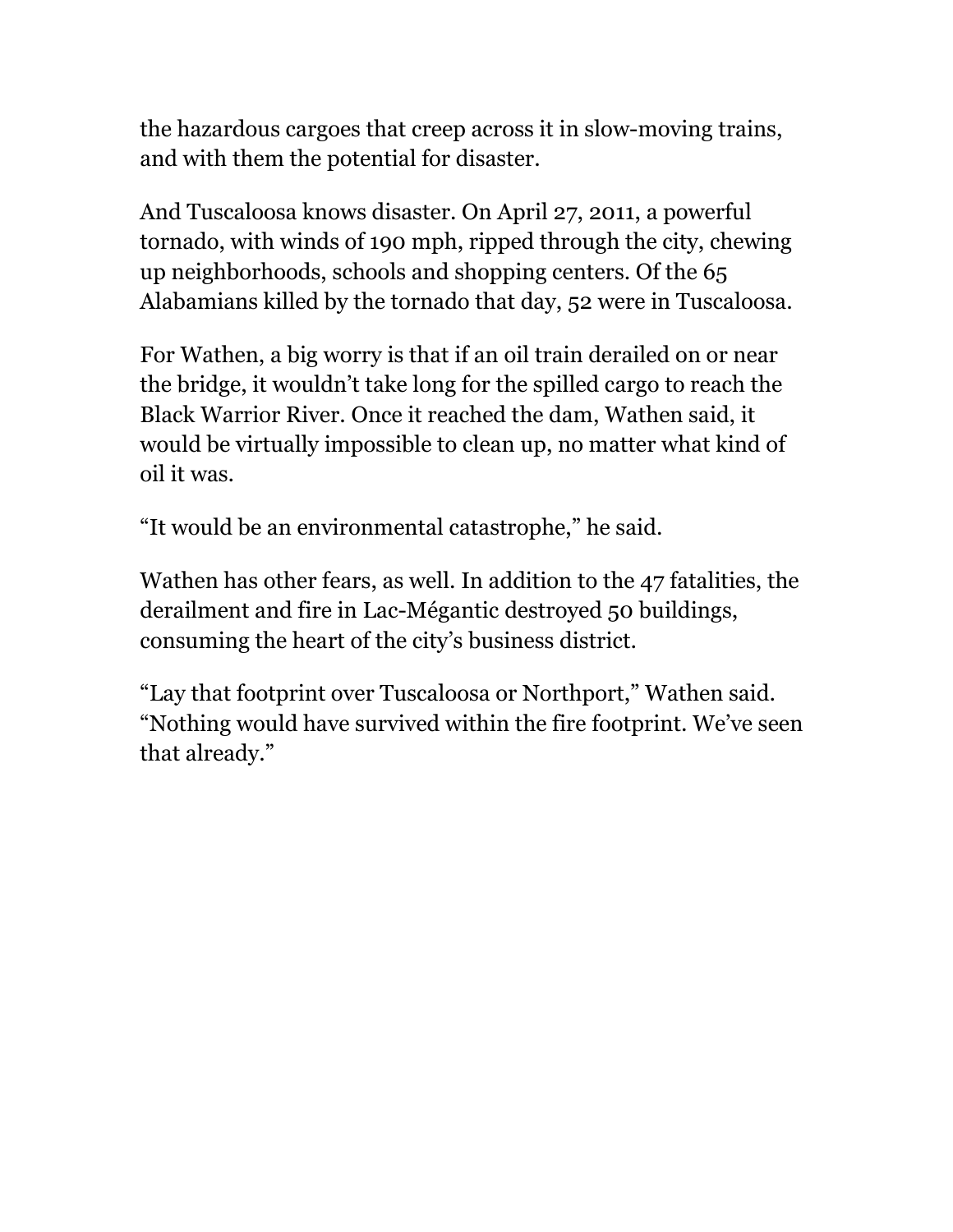the hazardous cargoes that creep across it in slow-moving trains, and with them the potential for disaster.

And Tuscaloosa knows disaster. On April 27, 2011, a powerful tornado, with winds of 190 mph, ripped through the city, chewing up neighborhoods, schools and shopping centers. Of the 65 Alabamians killed by the tornado that day, 52 were in Tuscaloosa.

For Wathen, a big worry is that if an oil train derailed on or near the bridge, it wouldn't take long for the spilled cargo to reach the Black Warrior River. Once it reached the dam, Wathen said, it would be virtually impossible to clean up, no matter what kind of oil it was.

"It would be an environmental catastrophe," he said.

Wathen has other fears, as well. In addition to the 47 fatalities, the derailment and fire in Lac-Mégantic destroyed 50 buildings, consuming the heart of the city's business district.

"Lay that footprint over Tuscaloosa or Northport," Wathen said. "Nothing would have survived within the fire footprint. We've seen that already."